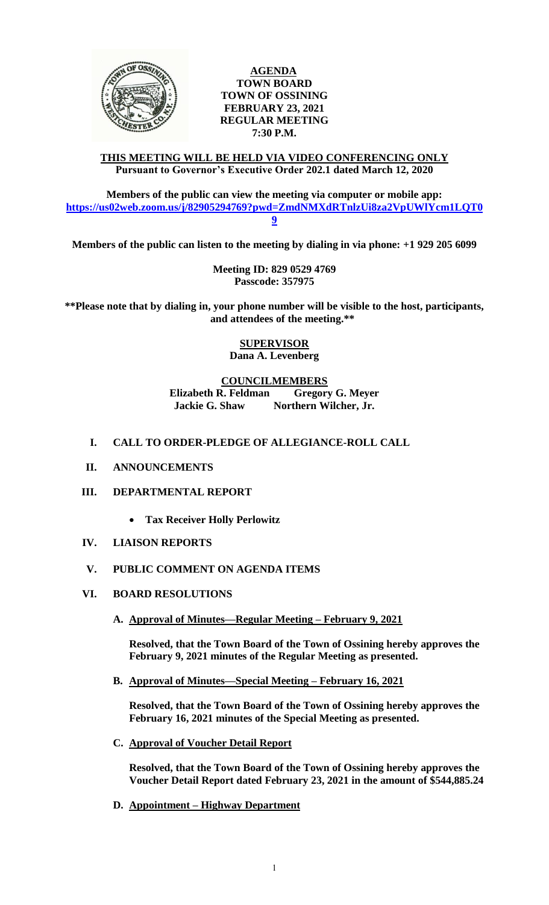# AGENDA
## TOWN BOARD
## TOWN OF OSSINING
## FEBRUARY 23, 2021
## REGULAR MEETING
## 7:30 P.M.

**THIS MEETING WILL BE HELD VIA VIDEO CONFERENCING ONLY**
**Pursuant to Governor's Executive Order 202.1 dated March 12, 2020**

**Members of the public can view the meeting via computer or mobile app:**
**https://us02web.zoom.us/j/82905294769?pwd=ZmdNMXdRTnlzUi8za2VpUWlYcm1LQT09**

**Members of the public can listen to the meeting by dialing in via phone: +1 929 205 6099**

**Meeting ID: 829 0529 4769**
**Passcode: 357975**

**\*\*Please note that by dialing in, your phone number will be visible to the host, participants, and attendees of the meeting.\*\***

**SUPERVISOR**
**Dana A. Levenberg**

**COUNCILMEMBERS**
**Elizabeth R. Feldman    Gregory G. Meyer**
**Jackie G. Shaw    Northern Wilcher, Jr.**

**I. CALL TO ORDER-PLEDGE OF ALLEGIANCE-ROLL CALL**

**II. ANNOUNCEMENTS**

**III. DEPARTMENTAL REPORT**

- **Tax Receiver Holly Perlowitz**

**IV. LIAISON REPORTS**

**V. PUBLIC COMMENT ON AGENDA ITEMS**

**VI. BOARD RESOLUTIONS**

**A. Approval of Minutes—Regular Meeting – February 9, 2021**

**Resolved, that the Town Board of the Town of Ossining hereby approves the February 9, 2021 minutes of the Regular Meeting as presented.**

**B. Approval of Minutes—Special Meeting – February 16, 2021**

**Resolved, that the Town Board of the Town of Ossining hereby approves the February 16, 2021 minutes of the Special Meeting as presented.**

**C. Approval of Voucher Detail Report**

**Resolved, that the Town Board of the Town of Ossining hereby approves the Voucher Detail Report dated February 23, 2021 in the amount of $544,885.24**

**D. Appointment – Highway Department**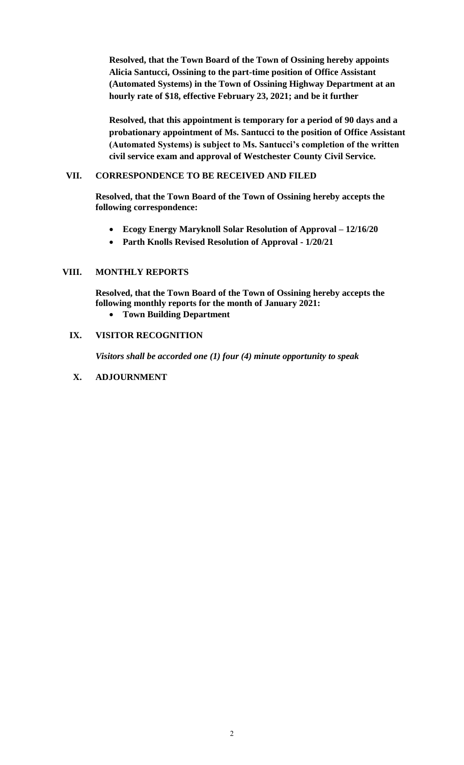**Resolved, that the Town Board of the Town of Ossining hereby appoints Alicia Santucci, Ossining to the part-time position of Office Assistant (Automated Systems) in the Town of Ossining Highway Department at an hourly rate of $18, effective February 23, 2021; and be it further**

**Resolved, that this appointment is temporary for a period of 90 days and a probationary appointment of Ms. Santucci to the position of Office Assistant (Automated Systems) is subject to Ms. Santucci's completion of the written civil service exam and approval of Westchester County Civil Service.**

## VII. CORRESPONDENCE TO BE RECEIVED AND FILED

**Resolved, that the Town Board of the Town of Ossining hereby accepts the following correspondence:**

- **Ecogy Energy Maryknoll Solar Resolution of Approval – 12/16/20**
- **Parth Knolls Revised Resolution of Approval - 1/20/21**

## VIII. MONTHLY REPORTS

**Resolved, that the Town Board of the Town of Ossining hereby accepts the following monthly reports for the month of January 2021:**

- **Town Building Department**

## IX. VISITOR RECOGNITION

***Visitors shall be accorded one (1) four (4) minute opportunity to speak***

## X. ADJOURNMENT